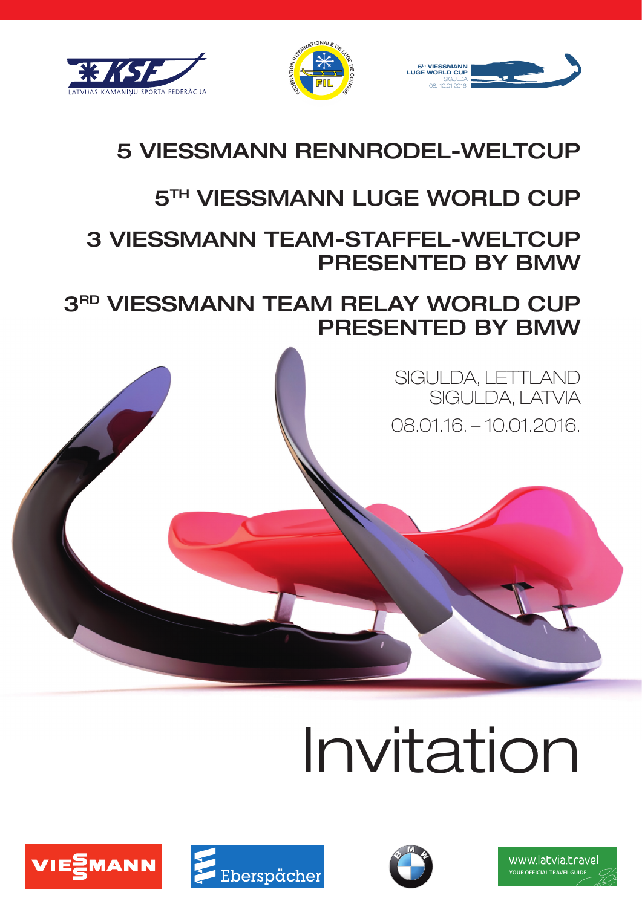LATVIJAS KAMANIŅU SPORTA FEDERĀCIJA

FEDERATION INTERNATIONALE DE LUGE DE COURSE

FIL

5th VIESSMANN LUGE WORLD CUP SIGULDA 08.-10.01.2016.

# 5 VIESSMANN RENNRODEL-WELTCUP

# 5TH VIESSMANN LUGE WORLD CUP

# 3 VIESSMANN TEAM-STAFFEL-WELTCUP PRESENTED BY BMW

# 3RD VIESSMANN TEAM RELAY WORLD CUP PRESENTED BY BMW

SIGULDA, LETTLAND
SIGULDA, LATVIA

08.01.16. – 10.01.2016.

# Invitation

VIESSMANN

Eberspächer

BMW

www.latvia.travel
YOUR OFFICIAL TRAVEL GUIDE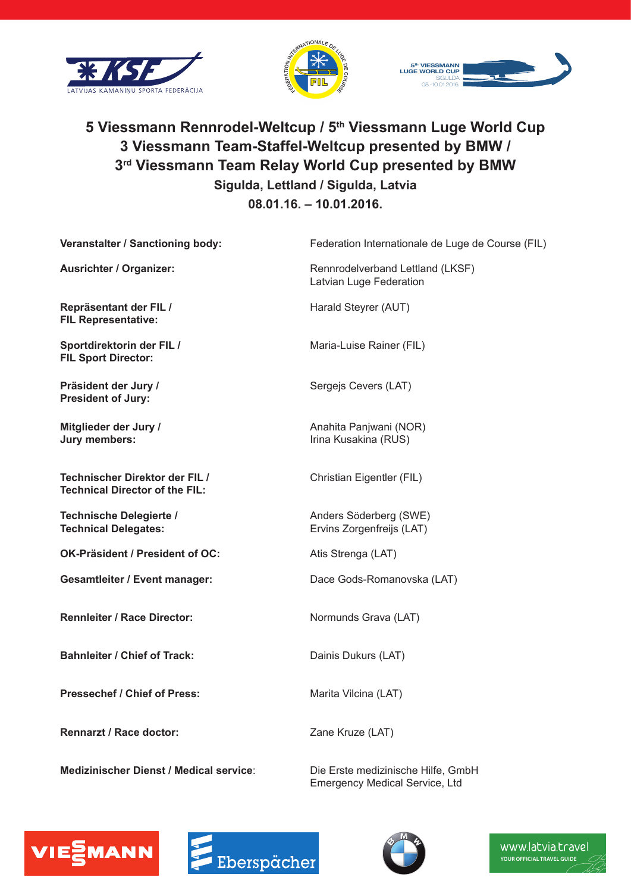# 5 Viessmann Rennrodel-Weltcup / 5th Viessmann Luge World Cup
# 3 Viessmann Team-Staffel-Weltcup presented by BMW / 3rd Viessmann Team Relay World Cup presented by BMW

**Sigulda, Lettland / Sigulda, Latvia**

**08.01.16. – 10.01.2016.**

| | |
|---|---|
| **Veranstalter / Sanctioning body:** | Federation Internationale de Luge de Course (FIL) |
| **Ausrichter / Organizer:** | Rennrodelverband Lettland (LKSF)<br>Latvian Luge Federation |
| **Repräsentant der FIL / FIL Representative:** | Harald Steyrer (AUT) |
| **Sportdirektorin der FIL / FIL Sport Director:** | Maria-Luise Rainer (FIL) |
| **Präsident der Jury / President of Jury:** | Sergejs Cevers (LAT) |
| **Mitglieder der Jury / Jury members:** | Anahita Panjwani (NOR)<br>Irina Kusakina (RUS) |
| **Technischer Direktor der FIL / Technical Director of the FIL:** | Christian Eigentler (FIL) |
| **Technische Delegierte / Technical Delegates:** | Anders Söderberg (SWE)<br>Ervins Zorgenfreijs (LAT) |
| **OK-Präsident / President of OC:** | Atis Strenga (LAT) |
| **Gesamtleiter / Event manager:** | Dace Gods-Romanovska (LAT) |
| **Rennleiter / Race Director:** | Normunds Grava (LAT) |
| **Bahnleiter / Chief of Track:** | Dainis Dukurs (LAT) |
| **Pressechef / Chief of Press:** | Marita Vilcina (LAT) |
| **Rennarzt / Race doctor:** | Zane Kruze (LAT) |
| **Medizinischer Dienst / Medical service:** | Die Erste medizinische Hilfe, GmbH<br>Emergency Medical Service, Ltd |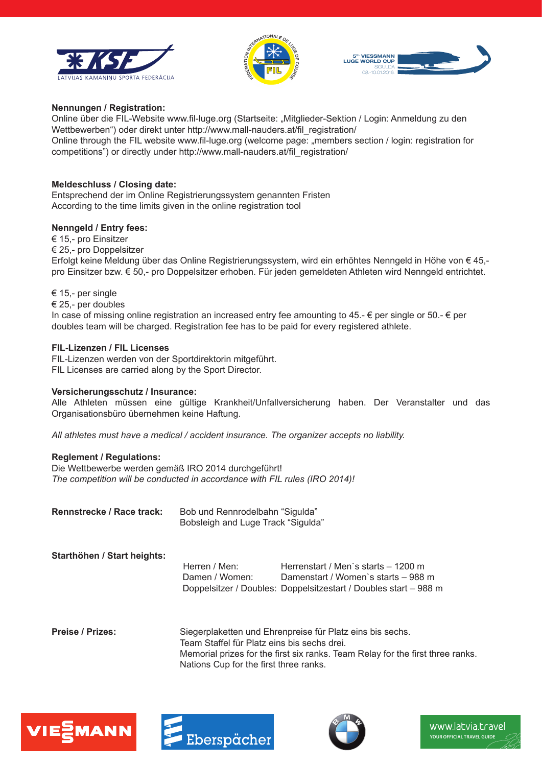**Nennungen / Registration:**
Online über die FIL-Website www.fil-luge.org (Startseite: „Mitglieder-Sektion / Login: Anmeldung zu den Wettbewerben") oder direkt unter http://www.mall-nauders.at/fil_registration/
Online through the FIL website www.fil-luge.org (welcome page: „members section / login: registration for competitions") or directly under http://www.mall-nauders.at/fil_registration/

**Meldeschluss / Closing date:**
Entsprechend der im Online Registrierungssystem genannten Fristen
According to the time limits given in the online registration tool

**Nenngeld / Entry fees:**
€ 15,- pro Einsitzer
€ 25,- pro Doppelsitzer
Erfolgt keine Meldung über das Online Registrierungssystem, wird ein erhöhtes Nenngeld in Höhe von € 45,- pro Einsitzer bzw. € 50,- pro Doppelsitzer erhoben. Für jeden gemeldeten Athleten wird Nenngeld entrichtet.

€ 15,- per single
€ 25,- per doubles
In case of missing online registration an increased entry fee amounting to 45.- € per single or 50.- € per doubles team will be charged. Registration fee has to be paid for every registered athlete.

**FIL-Lizenzen / FIL Licenses**
FIL-Lizenzen werden von der Sportdirektorin mitgeführt.
FIL Licenses are carried along by the Sport Director.

**Versicherungsschutz / Insurance:**
Alle Athleten müssen eine gültige Krankheit/Unfallversicherung haben. Der Veranstalter und das Organisationsbüro übernehmen keine Haftung.

*All athletes must have a medical / accident insurance. The organizer accepts no liability.*

**Reglement / Regulations:**
Die Wettbewerbe werden gemäß IRO 2014 durchgeführt!
*The competition will be conducted in accordance with FIL rules (IRO 2014)!*

**Rennstrecke / Race track:** Bob und Rennrodelbahn "Sigulda"
Bobsleigh and Luge Track "Sigulda"

**Starthöhen / Start heights:**

| | |
|---|---|
| Herren / Men: | Herrenstart / Men`s starts – 1200 m |
| Damen / Women: | Damenstart / Women`s starts – 988 m |
| Doppelsitzer / Doubles: | Doppelsitzestart / Doubles start – 988 m |

**Preise / Prizes:** Siegerplaketten und Ehrenpreise für Platz eins bis sechs.
Team Staffel für Platz eins bis sechs drei.
Memorial prizes for the first six ranks. Team Relay for the first three ranks.
Nations Cup for the first three ranks.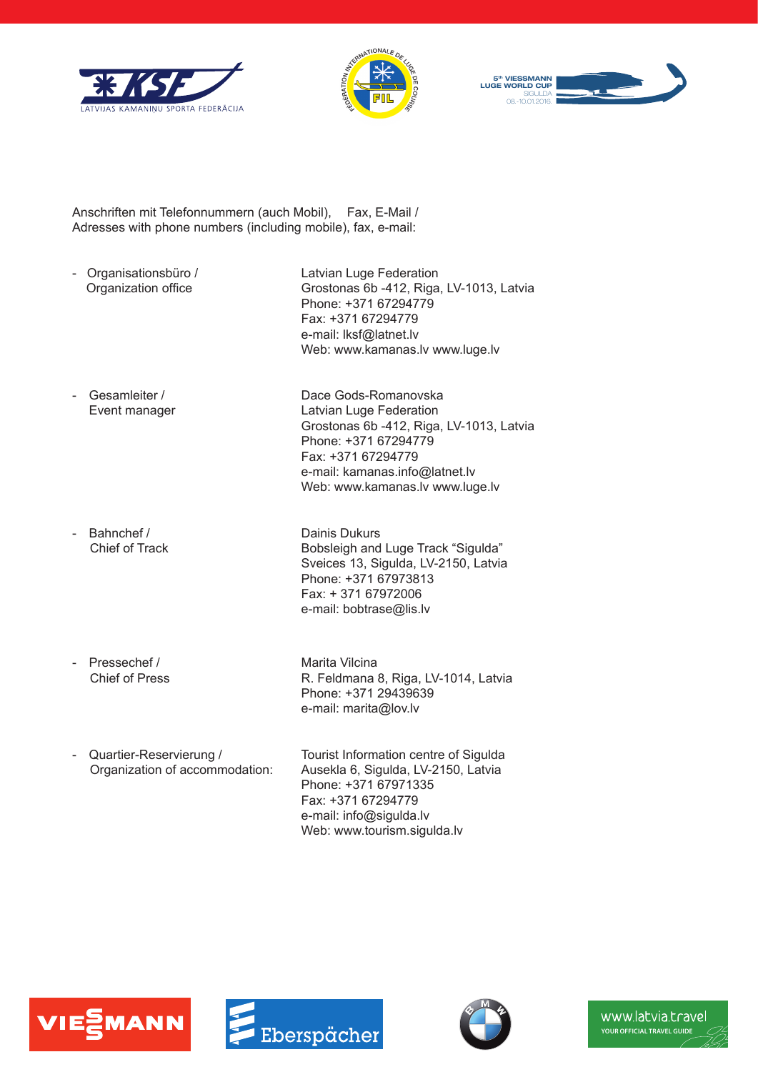Anschriften mit Telefonnummern (auch Mobil), Fax, E-Mail /
Adresses with phone numbers (including mobile), fax, e-mail:

| | |
|---|---|
| - Organisationsbüro / Organization office | Latvian Luge Federation<br>Grostonas 6b -412, Riga, LV-1013, Latvia<br>Phone: +371 67294779<br>Fax: +371 67294779<br>e-mail: lksf@latnet.lv<br>Web: www.kamanas.lv www.luge.lv |
| - Gesamleiter / Event manager | Dace Gods-Romanovska<br>Latvian Luge Federation<br>Grostonas 6b -412, Riga, LV-1013, Latvia<br>Phone: +371 67294779<br>Fax: +371 67294779<br>e-mail: kamanas.info@latnet.lv<br>Web: www.kamanas.lv www.luge.lv |
| - Bahnchef / Chief of Track | Dainis Dukurs<br>Bobsleigh and Luge Track "Sigulda"<br>Sveices 13, Sigulda, LV-2150, Latvia<br>Phone: +371 67973813<br>Fax: + 371 67972006<br>e-mail: bobtrase@lis.lv |
| - Pressechef / Chief of Press | Marita Vilcina<br>R. Feldmana 8, Riga, LV-1014, Latvia<br>Phone: +371 29439639<br>e-mail: marita@lov.lv |
| - Quartier-Reservierung / Organization of accommodation: | Tourist Information centre of Sigulda<br>Ausekla 6, Sigulda, LV-2150, Latvia<br>Phone: +371 67971335<br>Fax: +371 67294779<br>e-mail: info@sigulda.lv<br>Web: www.tourism.sigulda.lv |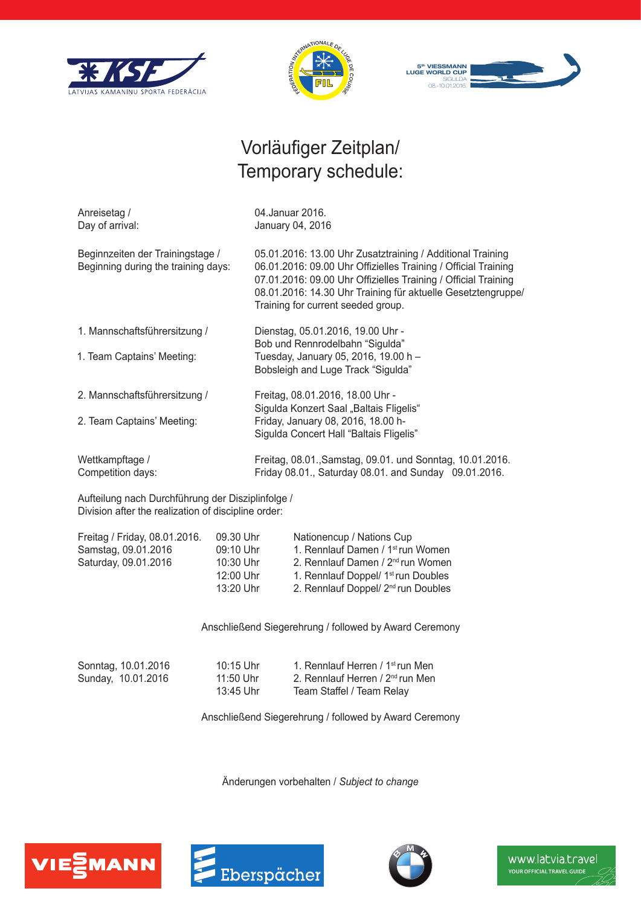# Vorläufiger Zeitplan/ Temporary schedule:

| | |
|---|---|
| Anreisetag / Day of arrival: | 04.Januar 2016. January 04, 2016 |
| Beginnzeiten der Trainingstage / Beginning during the training days: | 05.01.2016: 13.00 Uhr Zusatztraining / Additional Training<br>06.01.2016: 09.00 Uhr Offizielles Training / Official Training<br>07.01.2016: 09.00 Uhr Offizielles Training / Official Training<br>08.01.2016: 14.30 Uhr Training für aktuelle Gesetztengruppe/ Training for current seeded group. |
| 1. Mannschaftsführersitzung / 1. Team Captains' Meeting: | Dienstag, 05.01.2016, 19.00 Uhr - Bob und Rennrodelbahn "Sigulda"<br>Tuesday, January 05, 2016, 19.00 h – Bobsleigh and Luge Track "Sigulda" |
| 2. Mannschaftsführersitzung / 2. Team Captains' Meeting: | Freitag, 08.01.2016, 18.00 Uhr - Sigulda Konzert Saal „Baltais Fligelis"<br>Friday, January 08, 2016, 18.00 h- Sigulda Concert Hall "Baltais Fligelis" |
| Wettkampftage / Competition days: | Freitag, 08.01.,Samstag, 09.01. und Sonntag, 10.01.2016.<br>Friday 08.01., Saturday 08.01. and Sunday 09.01.2016. |

Aufteilung nach Durchführung der Disziplinfolge /
Division after the realization of discipline order:

| | | |
|---|---|---|
| Freitag / Friday, 08.01.2016. | 09.30 Uhr | Nationencup / Nations Cup |
| Samstag, 09.01.2016 | 09:10 Uhr | 1. Rennlauf Damen / 1st run Women |
| Saturday, 09.01.2016 | 10:30 Uhr | 2. Rennlauf Damen / 2nd run Women |
| | 12:00 Uhr | 1. Rennlauf Doppel/ 1st run Doubles |
| | 13:20 Uhr | 2. Rennlauf Doppel/ 2nd run Doubles |

Anschließend Siegerehrung / followed by Award Ceremony

| | | |
|---|---|---|
| Sonntag, 10.01.2016 | 10:15 Uhr | 1. Rennlauf Herren / 1st run Men |
| Sunday, 10.01.2016 | 11:50 Uhr | 2. Rennlauf Herren / 2nd run Men |
| | 13:45 Uhr | Team Staffel / Team Relay |

Anschließend Siegerehrung / followed by Award Ceremony

Änderungen vorbehalten / *Subject to change*